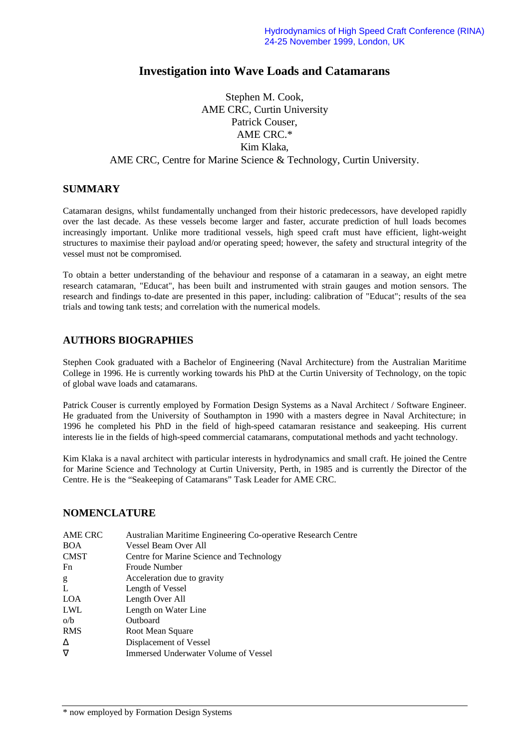Hydrodynamics of High Speed Craft Conference (RINA)
24-25 November 1999, London, UK

# Investigation into Wave Loads and Catamarans

Stephen M. Cook,
AME CRC, Curtin University
Patrick Couser,
AME CRC.*
Kim Klaka,
AME CRC, Centre for Marine Science & Technology, Curtin University.

## SUMMARY

Catamaran designs, whilst fundamentally unchanged from their historic predecessors, have developed rapidly over the last decade. As these vessels become larger and faster, accurate prediction of hull loads becomes increasingly important. Unlike more traditional vessels, high speed craft must have efficient, light-weight structures to maximise their payload and/or operating speed; however, the safety and structural integrity of the vessel must not be compromised.

To obtain a better understanding of the behaviour and response of a catamaran in a seaway, an eight metre research catamaran, "Educat", has been built and instrumented with strain gauges and motion sensors. The research and findings to-date are presented in this paper, including: calibration of "Educat"; results of the sea trials and towing tank tests; and correlation with the numerical models.

## AUTHORS BIOGRAPHIES

Stephen Cook graduated with a Bachelor of Engineering (Naval Architecture) from the Australian Maritime College in 1996. He is currently working towards his PhD at the Curtin University of Technology, on the topic of global wave loads and catamarans.

Patrick Couser is currently employed by Formation Design Systems as a Naval Architect / Software Engineer. He graduated from the University of Southampton in 1990 with a masters degree in Naval Architecture; in 1996 he completed his PhD in the field of high-speed catamaran resistance and seakeeping. His current interests lie in the fields of high-speed commercial catamarans, computational methods and yacht technology.

Kim Klaka is a naval architect with particular interests in hydrodynamics and small craft. He joined the Centre for Marine Science and Technology at Curtin University, Perth, in 1985 and is currently the Director of the Centre. He is the "Seakeeping of Catamarans" Task Leader for AME CRC.

## NOMENCLATURE

| | |
|---|---|
| AME CRC | Australian Maritime Engineering Co-operative Research Centre |
| BOA | Vessel Beam Over All |
| CMST | Centre for Marine Science and Technology |
| Fn | Froude Number |
| g | Acceleration due to gravity |
| L | Length of Vessel |
| LOA | Length Over All |
| LWL | Length on Water Line |
| o/b | Outboard |
| RMS | Root Mean Square |
| $\Delta$ | Displacement of Vessel |
| $\nabla$ | Immersed Underwater Volume of Vessel |

* now employed by Formation Design Systems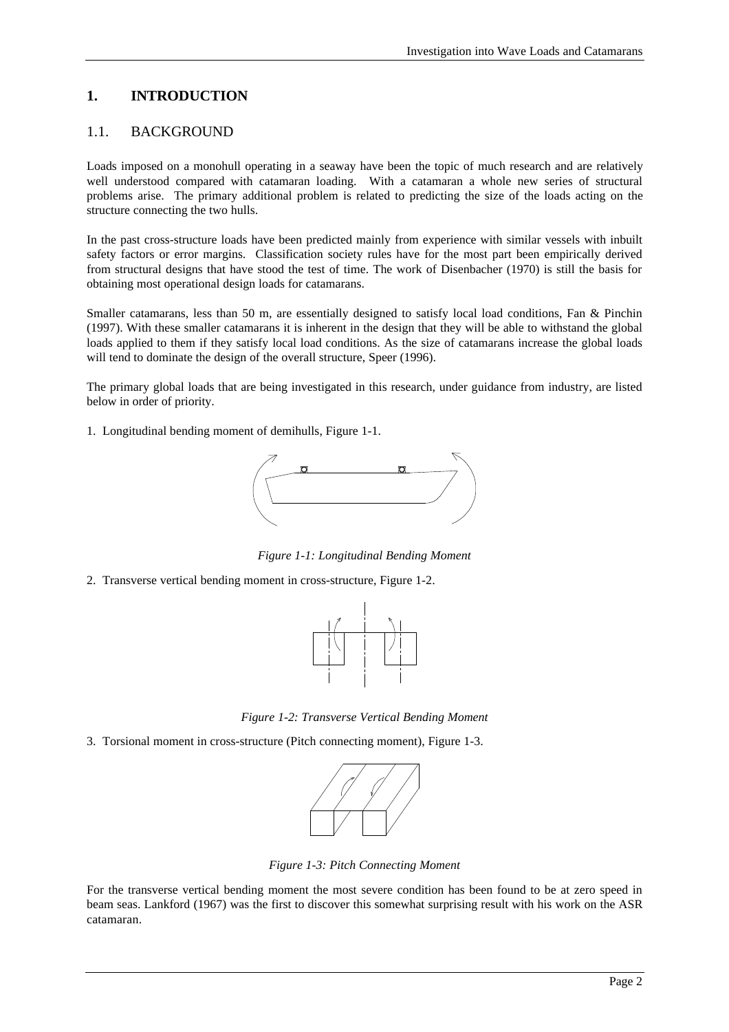# 1. INTRODUCTION

## 1.1. BACKGROUND

Loads imposed on a monohull operating in a seaway have been the topic of much research and are relatively well understood compared with catamaran loading. With a catamaran a whole new series of structural problems arise. The primary additional problem is related to predicting the size of the loads acting on the structure connecting the two hulls.

In the past cross-structure loads have been predicted mainly from experience with similar vessels with inbuilt safety factors or error margins. Classification society rules have for the most part been empirically derived from structural designs that have stood the test of time. The work of Disenbacher (1970) is still the basis for obtaining most operational design loads for catamarans.

Smaller catamarans, less than 50 m, are essentially designed to satisfy local load conditions, Fan & Pinchin (1997). With these smaller catamarans it is inherent in the design that they will be able to withstand the global loads applied to them if they satisfy local load conditions. As the size of catamarans increase the global loads will tend to dominate the design of the overall structure, Speer (1996).

The primary global loads that are being investigated in this research, under guidance from industry, are listed below in order of priority.

1. Longitudinal bending moment of demihulls, Figure 1-1.

*Figure 1-1: Longitudinal Bending Moment*

2. Transverse vertical bending moment in cross-structure, Figure 1-2.

*Figure 1-2: Transverse Vertical Bending Moment*

3. Torsional moment in cross-structure (Pitch connecting moment), Figure 1-3.

*Figure 1-3: Pitch Connecting Moment*

For the transverse vertical bending moment the most severe condition has been found to be at zero speed in beam seas. Lankford (1967) was the first to discover this somewhat surprising result with his work on the ASR catamaran.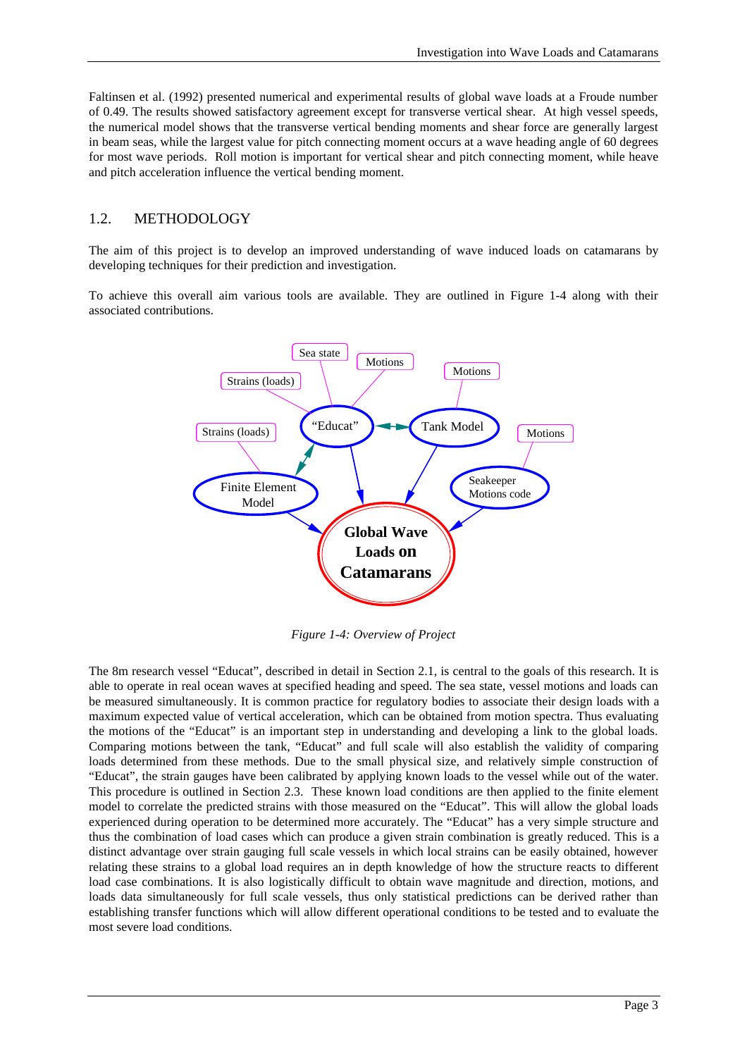Faltinsen et al. (1992) presented numerical and experimental results of global wave loads at a Froude number of 0.49. The results showed satisfactory agreement except for transverse vertical shear. At high vessel speeds, the numerical model shows that the transverse vertical bending moments and shear force are generally largest in beam seas, while the largest value for pitch connecting moment occurs at a wave heading angle of 60 degrees for most wave periods. Roll motion is important for vertical shear and pitch connecting moment, while heave and pitch acceleration influence the vertical bending moment.

## 1.2. METHODOLOGY

The aim of this project is to develop an improved understanding of wave induced loads on catamarans by developing techniques for their prediction and investigation.

To achieve this overall aim various tools are available. They are outlined in Figure 1-4 along with their associated contributions.

*Figure 1-4: Overview of Project*

The 8m research vessel "Educat", described in detail in Section 2.1, is central to the goals of this research. It is able to operate in real ocean waves at specified heading and speed. The sea state, vessel motions and loads can be measured simultaneously. It is common practice for regulatory bodies to associate their design loads with a maximum expected value of vertical acceleration, which can be obtained from motion spectra. Thus evaluating the motions of the "Educat" is an important step in understanding and developing a link to the global loads. Comparing motions between the tank, "Educat" and full scale will also establish the validity of comparing loads determined from these methods. Due to the small physical size, and relatively simple construction of "Educat", the strain gauges have been calibrated by applying known loads to the vessel while out of the water. This procedure is outlined in Section 2.3. These known load conditions are then applied to the finite element model to correlate the predicted strains with those measured on the "Educat". This will allow the global loads experienced during operation to be determined more accurately. The "Educat" has a very simple structure and thus the combination of load cases which can produce a given strain combination is greatly reduced. This is a distinct advantage over strain gauging full scale vessels in which local strains can be easily obtained, however relating these strains to a global load requires an in depth knowledge of how the structure reacts to different load case combinations. It is also logistically difficult to obtain wave magnitude and direction, motions, and loads data simultaneously for full scale vessels, thus only statistical predictions can be derived rather than establishing transfer functions which will allow different operational conditions to be tested and to evaluate the most severe load conditions.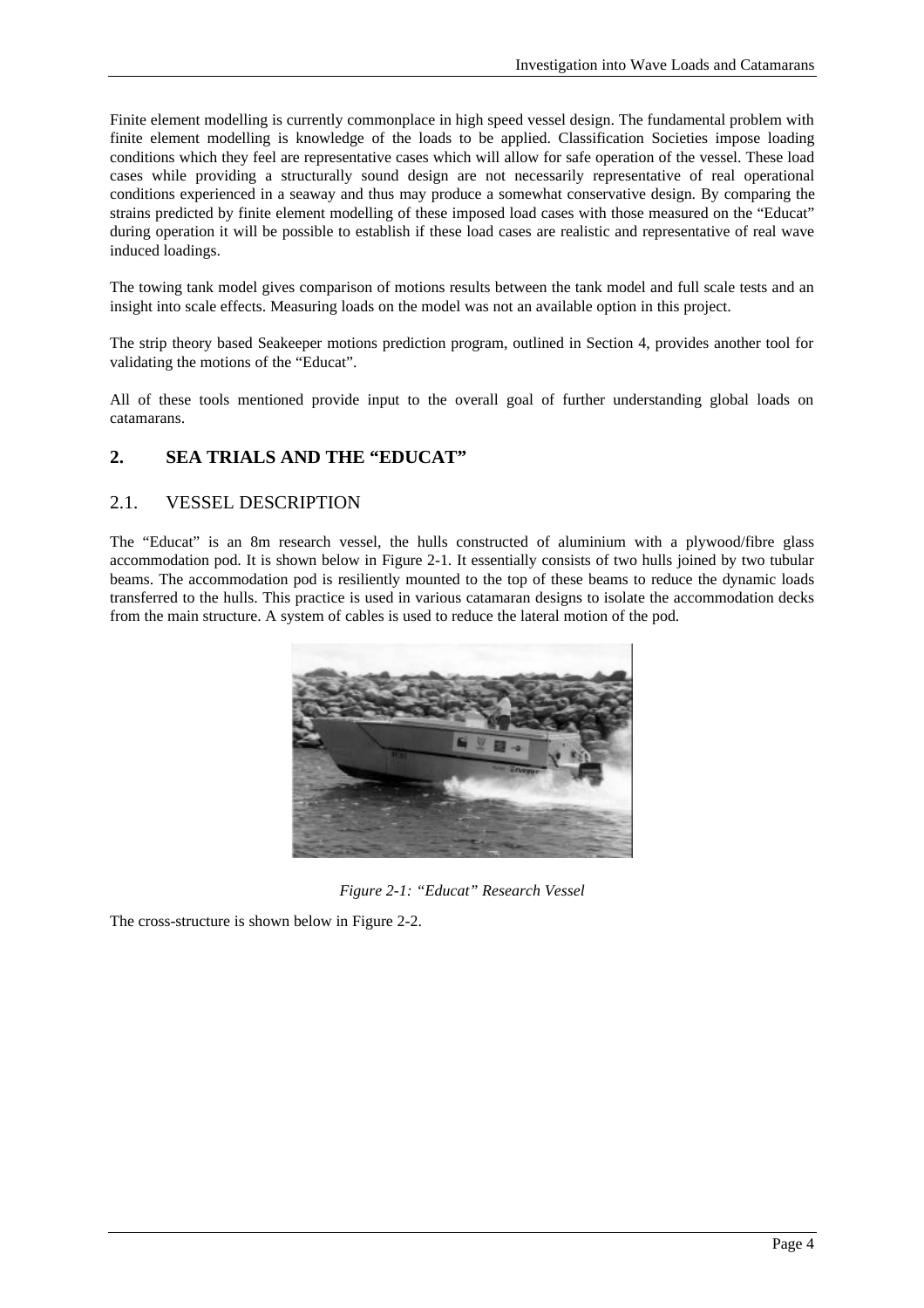Finite element modelling is currently commonplace in high speed vessel design. The fundamental problem with finite element modelling is knowledge of the loads to be applied. Classification Societies impose loading conditions which they feel are representative cases which will allow for safe operation of the vessel. These load cases while providing a structurally sound design are not necessarily representative of real operational conditions experienced in a seaway and thus may produce a somewhat conservative design. By comparing the strains predicted by finite element modelling of these imposed load cases with those measured on the "Educat" during operation it will be possible to establish if these load cases are realistic and representative of real wave induced loadings.

The towing tank model gives comparison of motions results between the tank model and full scale tests and an insight into scale effects. Measuring loads on the model was not an available option in this project.

The strip theory based Seakeeper motions prediction program, outlined in Section 4, provides another tool for validating the motions of the "Educat".

All of these tools mentioned provide input to the overall goal of further understanding global loads on catamarans.

## 2. SEA TRIALS AND THE "EDUCAT"

### 2.1. VESSEL DESCRIPTION

The "Educat" is an 8m research vessel, the hulls constructed of aluminium with a plywood/fibre glass accommodation pod. It is shown below in Figure 2-1. It essentially consists of two hulls joined by two tubular beams. The accommodation pod is resiliently mounted to the top of these beams to reduce the dynamic loads transferred to the hulls. This practice is used in various catamaran designs to isolate the accommodation decks from the main structure. A system of cables is used to reduce the lateral motion of the pod.

*Figure 2-1: "Educat" Research Vessel*

The cross-structure is shown below in Figure 2-2.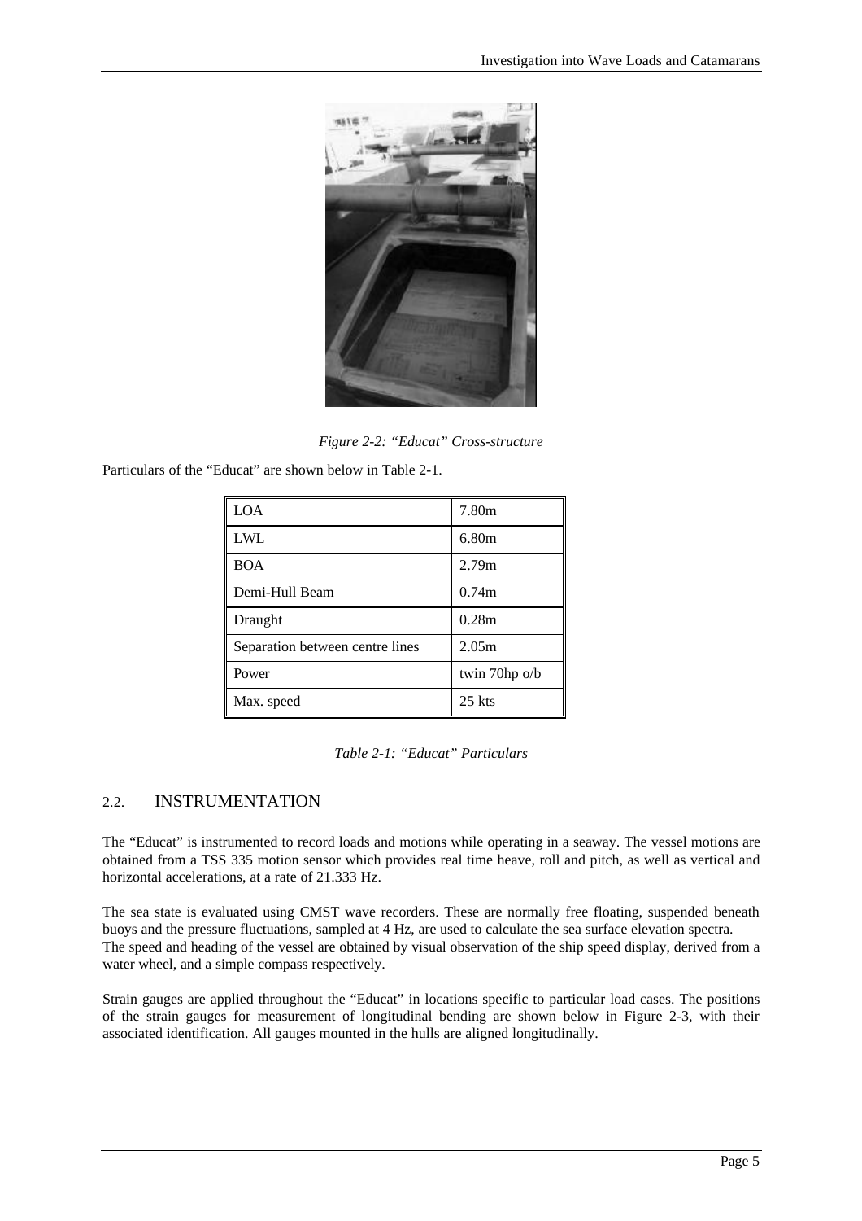*Figure 2-2: "Educat" Cross-structure*

Particulars of the "Educat" are shown below in Table 2-1.

| | |
|---|---|
| LOA | 7.80m |
| LWL | 6.80m |
| BOA | 2.79m |
| Demi-Hull Beam | 0.74m |
| Draught | 0.28m |
| Separation between centre lines | 2.05m |
| Power | twin 70hp o/b |
| Max. speed | 25 kts |

*Table 2-1: "Educat" Particulars*

## 2.2. INSTRUMENTATION

The "Educat" is instrumented to record loads and motions while operating in a seaway. The vessel motions are obtained from a TSS 335 motion sensor which provides real time heave, roll and pitch, as well as vertical and horizontal accelerations, at a rate of 21.333 Hz.

The sea state is evaluated using CMST wave recorders. These are normally free floating, suspended beneath buoys and the pressure fluctuations, sampled at 4 Hz, are used to calculate the sea surface elevation spectra. The speed and heading of the vessel are obtained by visual observation of the ship speed display, derived from a water wheel, and a simple compass respectively.

Strain gauges are applied throughout the "Educat" in locations specific to particular load cases. The positions of the strain gauges for measurement of longitudinal bending are shown below in Figure 2-3, with their associated identification. All gauges mounted in the hulls are aligned longitudinally.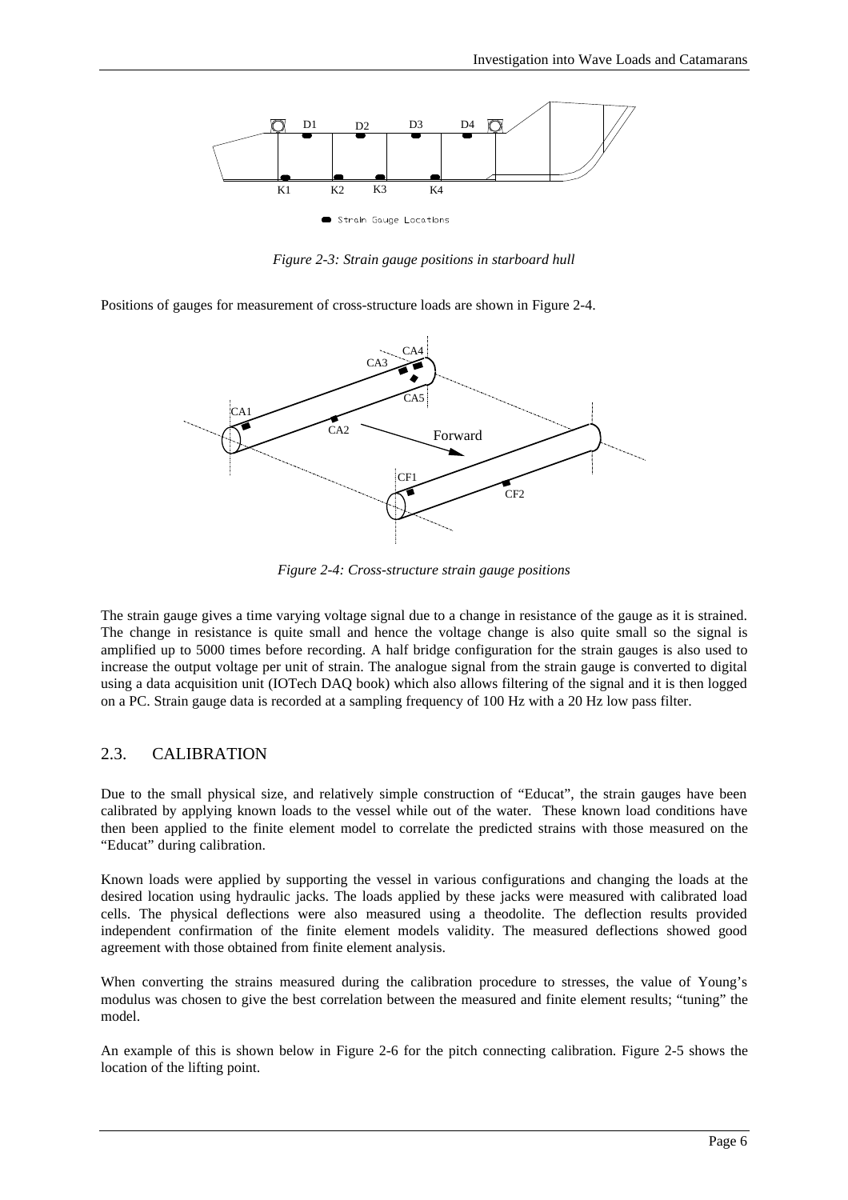*Figure 2-3: Strain gauge positions in starboard hull*

Positions of gauges for measurement of cross-structure loads are shown in Figure 2-4.

*Figure 2-4: Cross-structure strain gauge positions*

The strain gauge gives a time varying voltage signal due to a change in resistance of the gauge as it is strained. The change in resistance is quite small and hence the voltage change is also quite small so the signal is amplified up to 5000 times before recording. A half bridge configuration for the strain gauges is also used to increase the output voltage per unit of strain. The analogue signal from the strain gauge is converted to digital using a data acquisition unit (IOTech DAQ book) which also allows filtering of the signal and it is then logged on a PC. Strain gauge data is recorded at a sampling frequency of 100 Hz with a 20 Hz low pass filter.

## 2.3. CALIBRATION

Due to the small physical size, and relatively simple construction of "Educat", the strain gauges have been calibrated by applying known loads to the vessel while out of the water. These known load conditions have then been applied to the finite element model to correlate the predicted strains with those measured on the "Educat" during calibration.

Known loads were applied by supporting the vessel in various configurations and changing the loads at the desired location using hydraulic jacks. The loads applied by these jacks were measured with calibrated load cells. The physical deflections were also measured using a theodolite. The deflection results provided independent confirmation of the finite element models validity. The measured deflections showed good agreement with those obtained from finite element analysis.

When converting the strains measured during the calibration procedure to stresses, the value of Young's modulus was chosen to give the best correlation between the measured and finite element results; "tuning" the model.

An example of this is shown below in Figure 2-6 for the pitch connecting calibration. Figure 2-5 shows the location of the lifting point.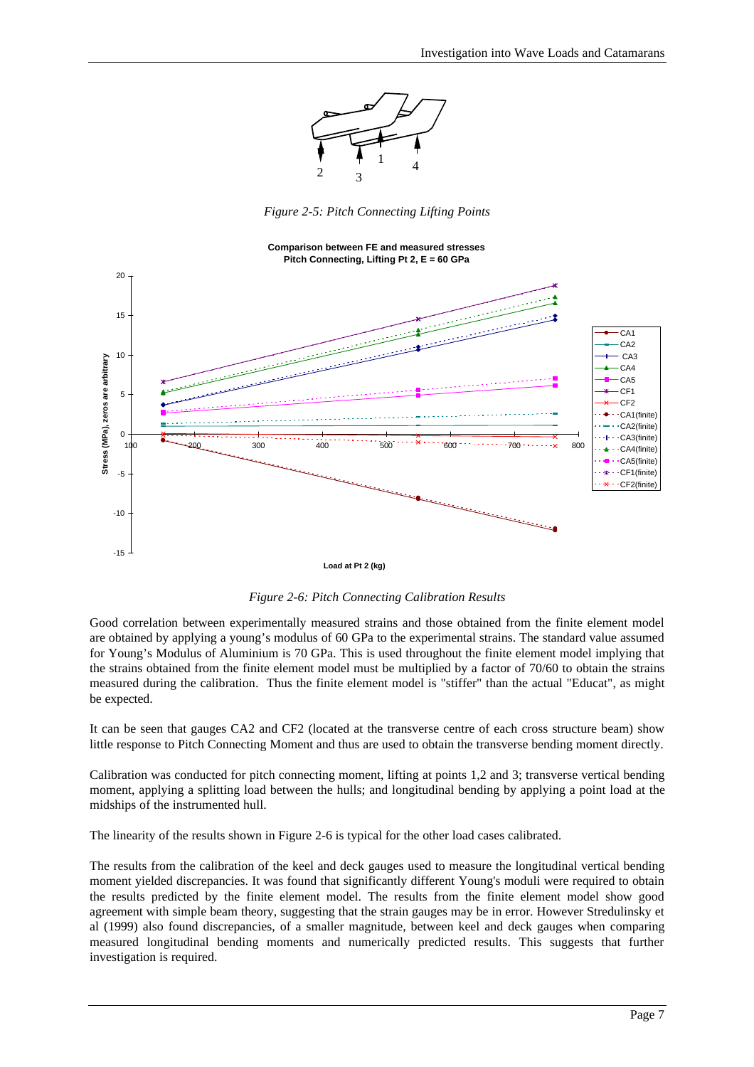*Figure 2-5: Pitch Connecting Lifting Points*

*Figure 2-6: Pitch Connecting Calibration Results*

Good correlation between experimentally measured strains and those obtained from the finite element model are obtained by applying a young's modulus of 60 GPa to the experimental strains. The standard value assumed for Young's Modulus of Aluminium is 70 GPa. This is used throughout the finite element model implying that the strains obtained from the finite element model must be multiplied by a factor of 70/60 to obtain the strains measured during the calibration. Thus the finite element model is "stiffer" than the actual "Educat", as might be expected.

It can be seen that gauges CA2 and CF2 (located at the transverse centre of each cross structure beam) show little response to Pitch Connecting Moment and thus are used to obtain the transverse bending moment directly.

Calibration was conducted for pitch connecting moment, lifting at points 1,2 and 3; transverse vertical bending moment, applying a splitting load between the hulls; and longitudinal bending by applying a point load at the midships of the instrumented hull.

The linearity of the results shown in Figure 2-6 is typical for the other load cases calibrated.

The results from the calibration of the keel and deck gauges used to measure the longitudinal vertical bending moment yielded discrepancies. It was found that significantly different Young's moduli were required to obtain the results predicted by the finite element model. The results from the finite element model show good agreement with simple beam theory, suggesting that the strain gauges may be in error. However Stredulinsky et al (1999) also found discrepancies, of a smaller magnitude, between keel and deck gauges when comparing measured longitudinal bending moments and numerically predicted results. This suggests that further investigation is required.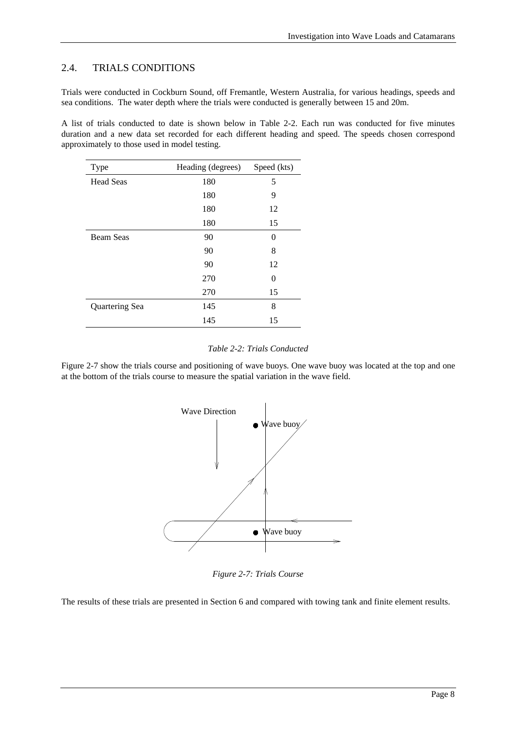## 2.4. TRIALS CONDITIONS

Trials were conducted in Cockburn Sound, off Fremantle, Western Australia, for various headings, speeds and sea conditions. The water depth where the trials were conducted is generally between 15 and 20m.

A list of trials conducted to date is shown below in Table 2-2. Each run was conducted for five minutes duration and a new data set recorded for each different heading and speed. The speeds chosen correspond approximately to those used in model testing.

| Type | Heading (degrees) | Speed (kts) |
|---|---|---|
| Head Seas | 180 | 5 |
| | 180 | 9 |
| | 180 | 12 |
| | 180 | 15 |
| Beam Seas | 90 | 0 |
| | 90 | 8 |
| | 90 | 12 |
| | 270 | 0 |
| | 270 | 15 |
| Quartering Sea | 145 | 8 |
| | 145 | 15 |

*Table 2-2: Trials Conducted*

Figure 2-7 show the trials course and positioning of wave buoys. One wave buoy was located at the top and one at the bottom of the trials course to measure the spatial variation in the wave field.

Wave Direction

Wave buoy

Wave buoy

*Figure 2-7: Trials Course*

The results of these trials are presented in Section 6 and compared with towing tank and finite element results.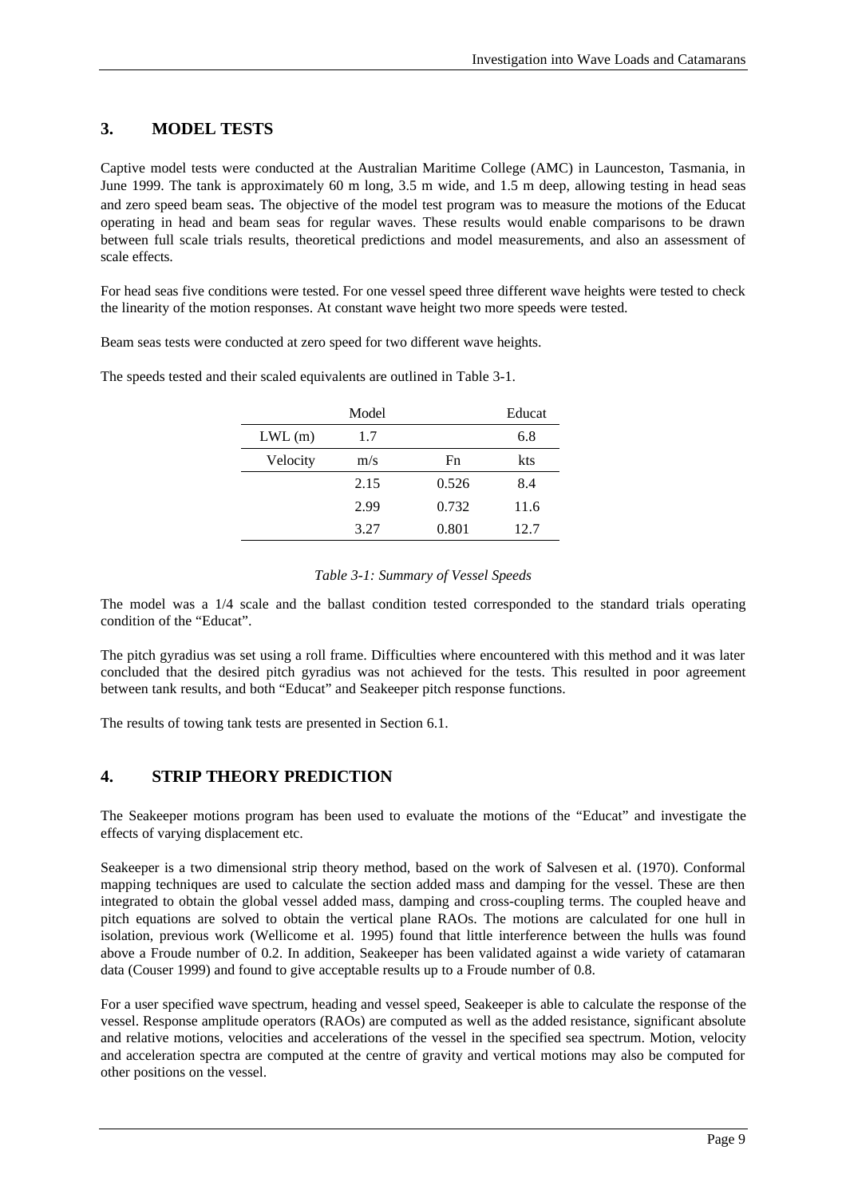## 3. MODEL TESTS

Captive model tests were conducted at the Australian Maritime College (AMC) in Launceston, Tasmania, in June 1999. The tank is approximately 60 m long, 3.5 m wide, and 1.5 m deep, allowing testing in head seas and zero speed beam seas. The objective of the model test program was to measure the motions of the Educat operating in head and beam seas for regular waves. These results would enable comparisons to be drawn between full scale trials results, theoretical predictions and model measurements, and also an assessment of scale effects.

For head seas five conditions were tested. For one vessel speed three different wave heights were tested to check the linearity of the motion responses. At constant wave height two more speeds were tested.

Beam seas tests were conducted at zero speed for two different wave heights.

The speeds tested and their scaled equivalents are outlined in Table 3-1.

| | Model | | Educat |
|---|---|---|---|
| LWL (m) | 1.7 | | 6.8 |
| Velocity | m/s | Fn | kts |
| | 2.15 | 0.526 | 8.4 |
| | 2.99 | 0.732 | 11.6 |
| | 3.27 | 0.801 | 12.7 |

*Table 3-1: Summary of Vessel Speeds*

The model was a 1/4 scale and the ballast condition tested corresponded to the standard trials operating condition of the "Educat".

The pitch gyradius was set using a roll frame. Difficulties where encountered with this method and it was later concluded that the desired pitch gyradius was not achieved for the tests. This resulted in poor agreement between tank results, and both "Educat" and Seakeeper pitch response functions.

The results of towing tank tests are presented in Section 6.1.

## 4. STRIP THEORY PREDICTION

The Seakeeper motions program has been used to evaluate the motions of the "Educat" and investigate the effects of varying displacement etc.

Seakeeper is a two dimensional strip theory method, based on the work of Salvesen et al. (1970). Conformal mapping techniques are used to calculate the section added mass and damping for the vessel. These are then integrated to obtain the global vessel added mass, damping and cross-coupling terms. The coupled heave and pitch equations are solved to obtain the vertical plane RAOs. The motions are calculated for one hull in isolation, previous work (Wellicome et al. 1995) found that little interference between the hulls was found above a Froude number of 0.2. In addition, Seakeeper has been validated against a wide variety of catamaran data (Couser 1999) and found to give acceptable results up to a Froude number of 0.8.

For a user specified wave spectrum, heading and vessel speed, Seakeeper is able to calculate the response of the vessel. Response amplitude operators (RAOs) are computed as well as the added resistance, significant absolute and relative motions, velocities and accelerations of the vessel in the specified sea spectrum. Motion, velocity and acceleration spectra are computed at the centre of gravity and vertical motions may also be computed for other positions on the vessel.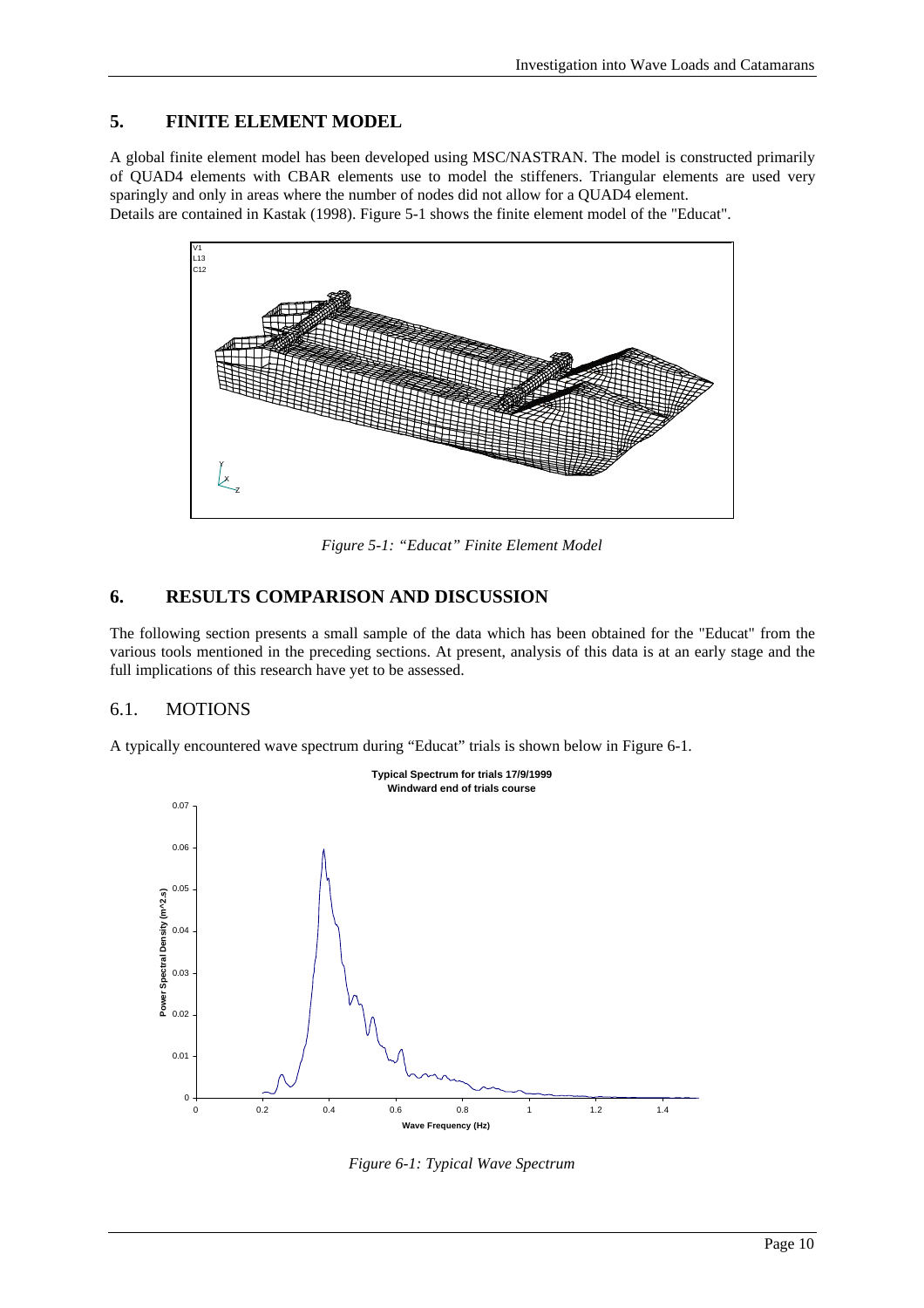## 5. FINITE ELEMENT MODEL

A global finite element model has been developed using MSC/NASTRAN. The model is constructed primarily of QUAD4 elements with CBAR elements use to model the stiffeners. Triangular elements are used very sparingly and only in areas where the number of nodes did not allow for a QUAD4 element.
Details are contained in Kastak (1998). Figure 5-1 shows the finite element model of the "Educat".

*Figure 5-1: "Educat" Finite Element Model*

## 6. RESULTS COMPARISON AND DISCUSSION

The following section presents a small sample of the data which has been obtained for the "Educat" from the various tools mentioned in the preceding sections. At present, analysis of this data is at an early stage and the full implications of this research have yet to be assessed.

### 6.1. MOTIONS

A typically encountered wave spectrum during "Educat" trials is shown below in Figure 6-1.

*Figure 6-1: Typical Wave Spectrum*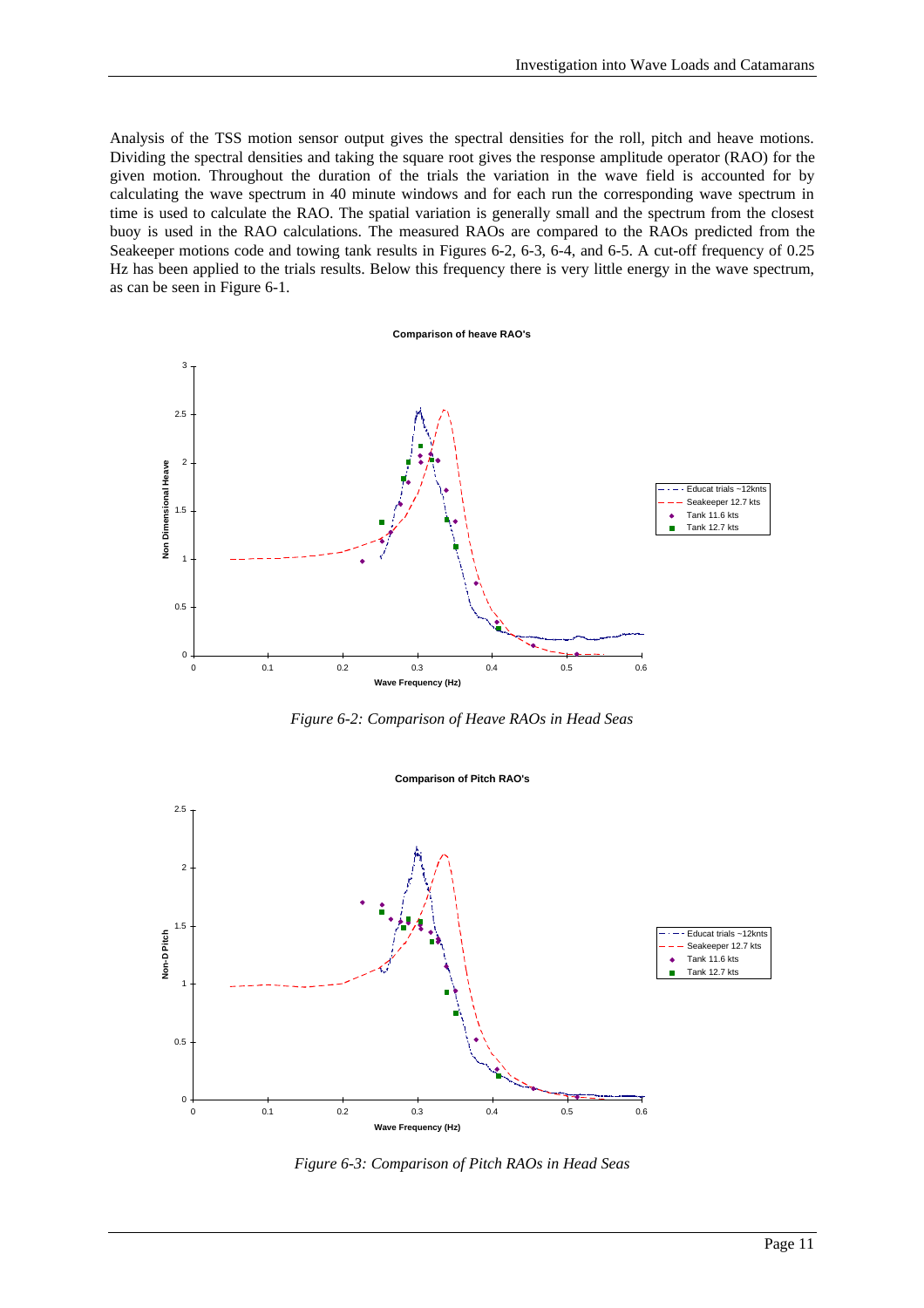Analysis of the TSS motion sensor output gives the spectral densities for the roll, pitch and heave motions. Dividing the spectral densities and taking the square root gives the response amplitude operator (RAO) for the given motion. Throughout the duration of the trials the variation in the wave field is accounted for by calculating the wave spectrum in 40 minute windows and for each run the corresponding wave spectrum in time is used to calculate the RAO. The spatial variation is generally small and the spectrum from the closest buoy is used in the RAO calculations. The measured RAOs are compared to the RAOs predicted from the Seakeeper motions code and towing tank results in Figures 6-2, 6-3, 6-4, and 6-5. A cut-off frequency of 0.25 Hz has been applied to the trials results. Below this frequency there is very little energy in the wave spectrum, as can be seen in Figure 6-1.

*Figure 6-2: Comparison of Heave RAOs in Head Seas*

*Figure 6-3: Comparison of Pitch RAOs in Head Seas*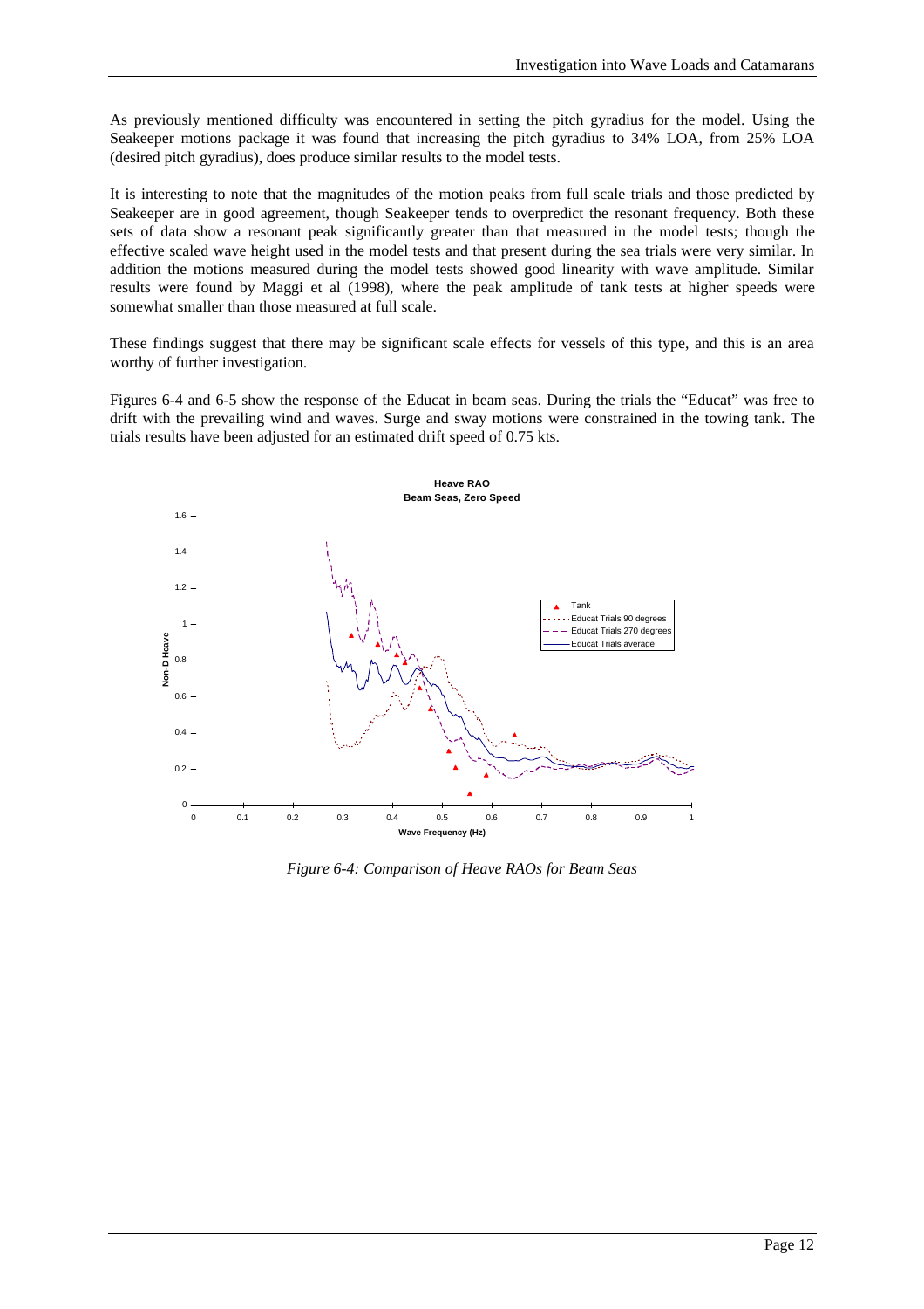As previously mentioned difficulty was encountered in setting the pitch gyradius for the model. Using the Seakeeper motions package it was found that increasing the pitch gyradius to 34% LOA, from 25% LOA (desired pitch gyradius), does produce similar results to the model tests.

It is interesting to note that the magnitudes of the motion peaks from full scale trials and those predicted by Seakeeper are in good agreement, though Seakeeper tends to overpredict the resonant frequency. Both these sets of data show a resonant peak significantly greater than that measured in the model tests; though the effective scaled wave height used in the model tests and that present during the sea trials were very similar. In addition the motions measured during the model tests showed good linearity with wave amplitude. Similar results were found by Maggi et al (1998), where the peak amplitude of tank tests at higher speeds were somewhat smaller than those measured at full scale.

These findings suggest that there may be significant scale effects for vessels of this type, and this is an area worthy of further investigation.

Figures 6-4 and 6-5 show the response of the Educat in beam seas. During the trials the "Educat" was free to drift with the prevailing wind and waves. Surge and sway motions were constrained in the towing tank. The trials results have been adjusted for an estimated drift speed of 0.75 kts.

*Figure 6-4: Comparison of Heave RAOs for Beam Seas*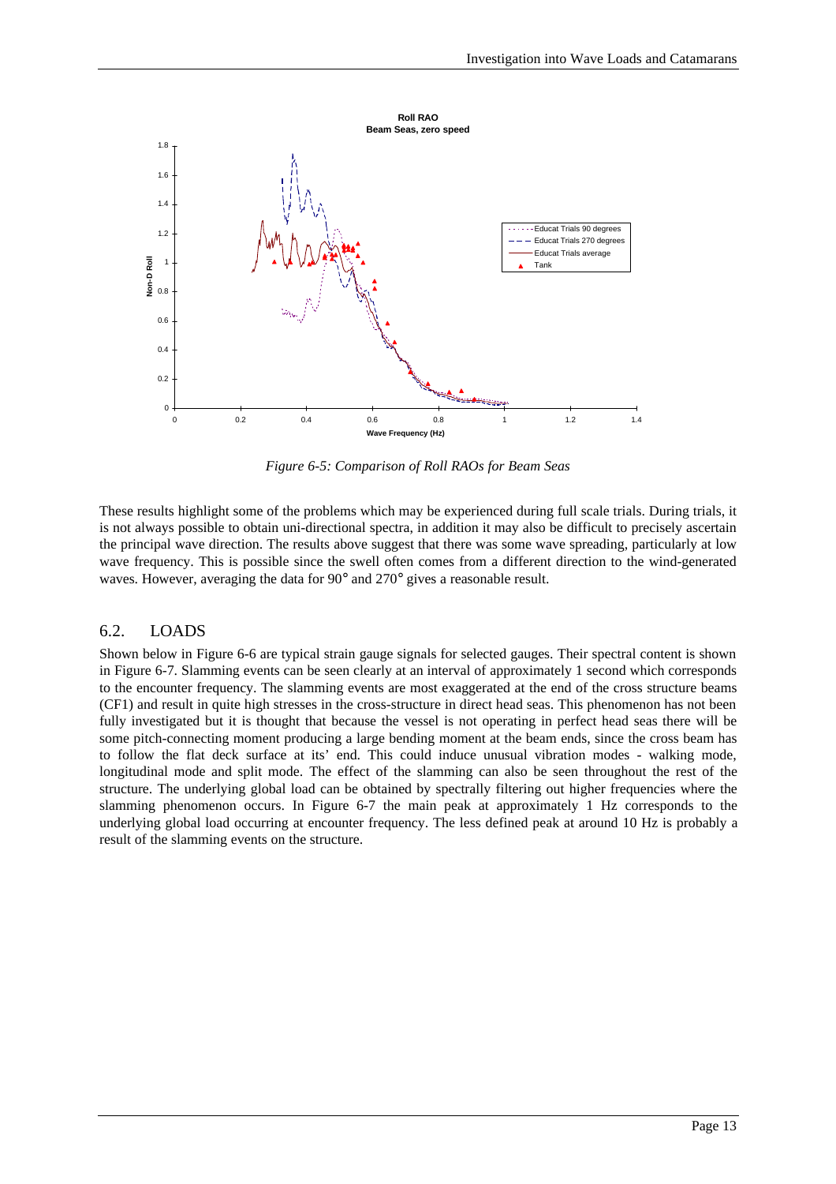*Figure 6-5: Comparison of Roll RAOs for Beam Seas*

These results highlight some of the problems which may be experienced during full scale trials. During trials, it is not always possible to obtain uni-directional spectra, in addition it may also be difficult to precisely ascertain the principal wave direction. The results above suggest that there was some wave spreading, particularly at low wave frequency. This is possible since the swell often comes from a different direction to the wind-generated waves. However, averaging the data for 90° and 270° gives a reasonable result.

## 6.2. LOADS

Shown below in Figure 6-6 are typical strain gauge signals for selected gauges. Their spectral content is shown in Figure 6-7. Slamming events can be seen clearly at an interval of approximately 1 second which corresponds to the encounter frequency. The slamming events are most exaggerated at the end of the cross structure beams (CF1) and result in quite high stresses in the cross-structure in direct head seas. This phenomenon has not been fully investigated but it is thought that because the vessel is not operating in perfect head seas there will be some pitch-connecting moment producing a large bending moment at the beam ends, since the cross beam has to follow the flat deck surface at its' end. This could induce unusual vibration modes - walking mode, longitudinal mode and split mode. The effect of the slamming can also be seen throughout the rest of the structure. The underlying global load can be obtained by spectrally filtering out higher frequencies where the slamming phenomenon occurs. In Figure 6-7 the main peak at approximately 1 Hz corresponds to the underlying global load occurring at encounter frequency. The less defined peak at around 10 Hz is probably a result of the slamming events on the structure.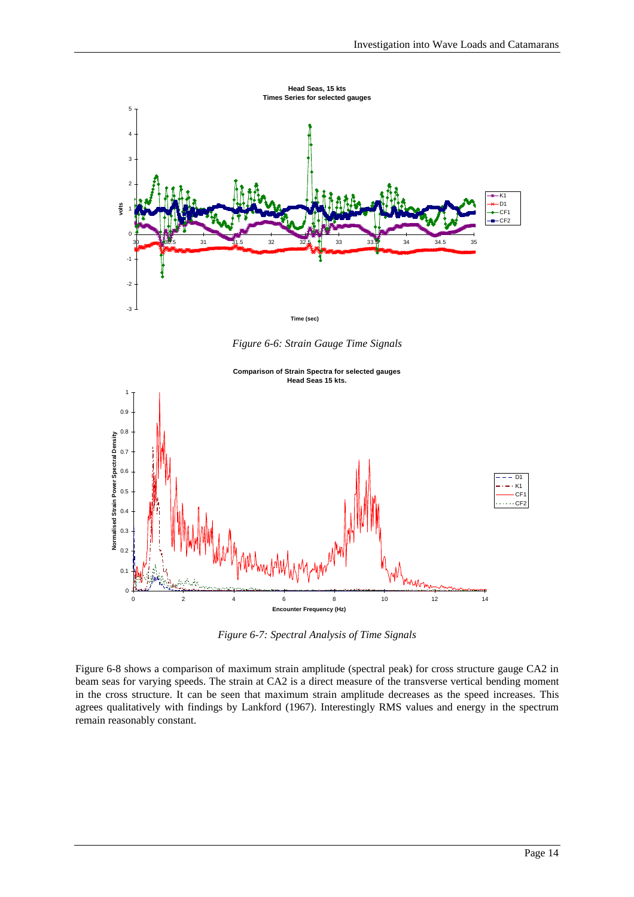*Figure 6-6: Strain Gauge Time Signals*

*Figure 6-7: Spectral Analysis of Time Signals*

Figure 6-8 shows a comparison of maximum strain amplitude (spectral peak) for cross structure gauge CA2 in beam seas for varying speeds. The strain at CA2 is a direct measure of the transverse vertical bending moment in the cross structure. It can be seen that maximum strain amplitude decreases as the speed increases. This agrees qualitatively with findings by Lankford (1967). Interestingly RMS values and energy in the spectrum remain reasonably constant.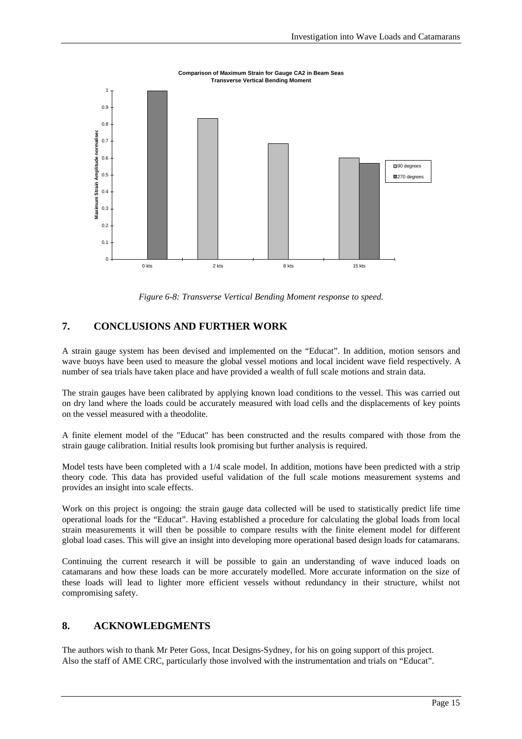*Figure 6-8: Transverse Vertical Bending Moment response to speed.*

## 7. CONCLUSIONS AND FURTHER WORK

A strain gauge system has been devised and implemented on the "Educat". In addition, motion sensors and wave buoys have been used to measure the global vessel motions and local incident wave field respectively. A number of sea trials have taken place and have provided a wealth of full scale motions and strain data.

The strain gauges have been calibrated by applying known load conditions to the vessel. This was carried out on dry land where the loads could be accurately measured with load cells and the displacements of key points on the vessel measured with a theodolite.

A finite element model of the "Educat" has been constructed and the results compared with those from the strain gauge calibration. Initial results look promising but further analysis is required.

Model tests have been completed with a 1/4 scale model. In addition, motions have been predicted with a strip theory code. This data has provided useful validation of the full scale motions measurement systems and provides an insight into scale effects.

Work on this project is ongoing: the strain gauge data collected will be used to statistically predict life time operational loads for the "Educat". Having established a procedure for calculating the global loads from local strain measurements it will then be possible to compare results with the finite element model for different global load cases. This will give an insight into developing more operational based design loads for catamarans.

Continuing the current research it will be possible to gain an understanding of wave induced loads on catamarans and how these loads can be more accurately modelled. More accurate information on the size of these loads will lead to lighter more efficient vessels without redundancy in their structure, whilst not compromising safety.

## 8. ACKNOWLEDGMENTS

The authors wish to thank Mr Peter Goss, Incat Designs-Sydney, for his on going support of this project. Also the staff of AME CRC, particularly those involved with the instrumentation and trials on "Educat".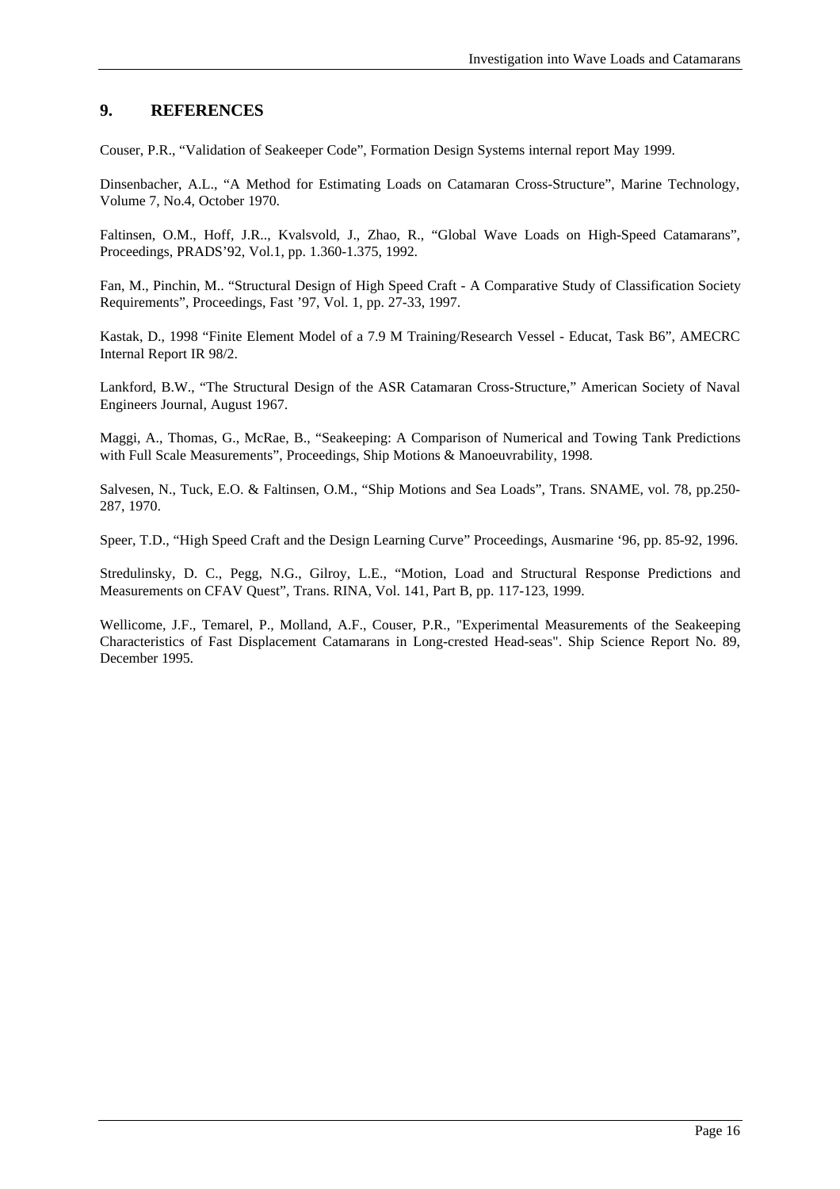## 9. REFERENCES

Couser, P.R., "Validation of Seakeeper Code", Formation Design Systems internal report May 1999.

Dinsenbacher, A.L., "A Method for Estimating Loads on Catamaran Cross-Structure", Marine Technology, Volume 7, No.4, October 1970.

Faltinsen, O.M., Hoff, J.R.., Kvalsvold, J., Zhao, R., "Global Wave Loads on High-Speed Catamarans", Proceedings, PRADS'92, Vol.1, pp. 1.360-1.375, 1992.

Fan, M., Pinchin, M.. "Structural Design of High Speed Craft - A Comparative Study of Classification Society Requirements", Proceedings, Fast '97, Vol. 1, pp. 27-33, 1997.

Kastak, D., 1998 "Finite Element Model of a 7.9 M Training/Research Vessel - Educat, Task B6", AMECRC Internal Report IR 98/2.

Lankford, B.W., "The Structural Design of the ASR Catamaran Cross-Structure," American Society of Naval Engineers Journal, August 1967.

Maggi, A., Thomas, G., McRae, B., "Seakeeping: A Comparison of Numerical and Towing Tank Predictions with Full Scale Measurements", Proceedings, Ship Motions & Manoeuvrability, 1998.

Salvesen, N., Tuck, E.O. & Faltinsen, O.M., "Ship Motions and Sea Loads", Trans. SNAME, vol. 78, pp.250-287, 1970.

Speer, T.D., "High Speed Craft and the Design Learning Curve" Proceedings, Ausmarine '96, pp. 85-92, 1996.

Stredulinsky, D. C., Pegg, N.G., Gilroy, L.E., "Motion, Load and Structural Response Predictions and Measurements on CFAV Quest", Trans. RINA, Vol. 141, Part B, pp. 117-123, 1999.

Wellicome, J.F., Temarel, P., Molland, A.F., Couser, P.R., "Experimental Measurements of the Seakeeping Characteristics of Fast Displacement Catamarans in Long-crested Head-seas". Ship Science Report No. 89, December 1995.